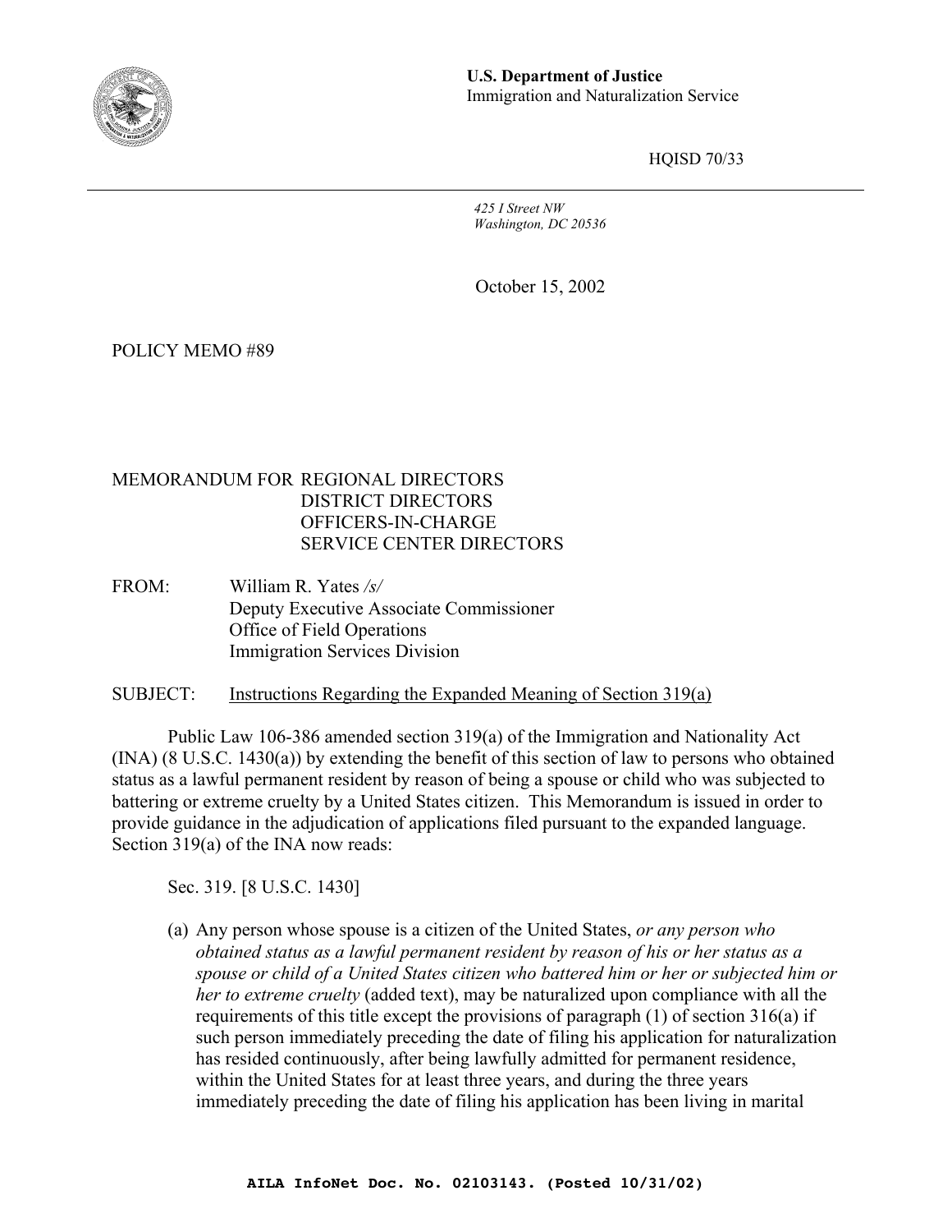**U.S. Department of Justice**
Immigration and Naturalization Service

HQISD 70/33

*425 I Street NW*
*Washington, DC 20536*

October 15, 2002

POLICY MEMO #89

MEMORANDUM FOR REGIONAL DIRECTORS
DISTRICT DIRECTORS
OFFICERS-IN-CHARGE
SERVICE CENTER DIRECTORS

FROM: William R. Yates */s/*
Deputy Executive Associate Commissioner
Office of Field Operations
Immigration Services Division

SUBJECT: Instructions Regarding the Expanded Meaning of Section 319(a)

Public Law 106-386 amended section 319(a) of the Immigration and Nationality Act (INA) (8 U.S.C. 1430(a)) by extending the benefit of this section of law to persons who obtained status as a lawful permanent resident by reason of being a spouse or child who was subjected to battering or extreme cruelty by a United States citizen. This Memorandum is issued in order to provide guidance in the adjudication of applications filed pursuant to the expanded language. Section 319(a) of the INA now reads:

Sec. 319. [8 U.S.C. 1430]

(a) Any person whose spouse is a citizen of the United States, *or any person who obtained status as a lawful permanent resident by reason of his or her status as a spouse or child of a United States citizen who battered him or her or subjected him or her to extreme cruelty* (added text), may be naturalized upon compliance with all the requirements of this title except the provisions of paragraph (1) of section 316(a) if such person immediately preceding the date of filing his application for naturalization has resided continuously, after being lawfully admitted for permanent residence, within the United States for at least three years, and during the three years immediately preceding the date of filing his application has been living in marital

**AILA InfoNet Doc. No. 02103143. (Posted 10/31/02)**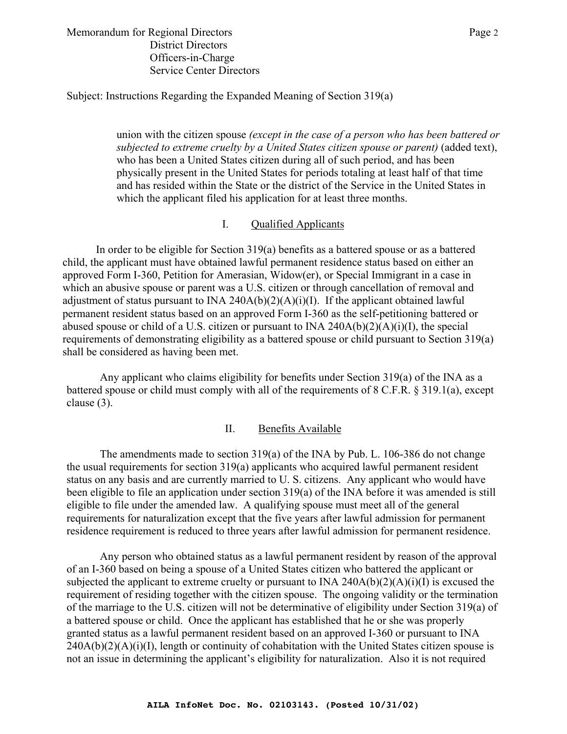union with the citizen spouse *(except in the case of a person who has been battered or subjected to extreme cruelty by a United States citizen spouse or parent)* (added text), who has been a United States citizen during all of such period, and has been physically present in the United States for periods totaling at least half of that time and has resided within the State or the district of the Service in the United States in which the applicant filed his application for at least three months.

## I. Qualified Applicants

In order to be eligible for Section 319(a) benefits as a battered spouse or as a battered child, the applicant must have obtained lawful permanent residence status based on either an approved Form I-360, Petition for Amerasian, Widow(er), or Special Immigrant in a case in which an abusive spouse or parent was a U.S. citizen or through cancellation of removal and adjustment of status pursuant to INA 240A(b)(2)(A)(i)(I). If the applicant obtained lawful permanent resident status based on an approved Form I-360 as the self-petitioning battered or abused spouse or child of a U.S. citizen or pursuant to INA 240A(b)(2)(A)(i)(I), the special requirements of demonstrating eligibility as a battered spouse or child pursuant to Section 319(a) shall be considered as having been met.

Any applicant who claims eligibility for benefits under Section 319(a) of the INA as a battered spouse or child must comply with all of the requirements of 8 C.F.R. § 319.1(a), except clause (3).

## II. Benefits Available

The amendments made to section 319(a) of the INA by Pub. L. 106-386 do not change the usual requirements for section 319(a) applicants who acquired lawful permanent resident status on any basis and are currently married to U. S. citizens. Any applicant who would have been eligible to file an application under section 319(a) of the INA before it was amended is still eligible to file under the amended law. A qualifying spouse must meet all of the general requirements for naturalization except that the five years after lawful admission for permanent residence requirement is reduced to three years after lawful admission for permanent residence.

Any person who obtained status as a lawful permanent resident by reason of the approval of an I-360 based on being a spouse of a United States citizen who battered the applicant or subjected the applicant to extreme cruelty or pursuant to INA 240A(b)(2)(A)(i)(I) is excused the requirement of residing together with the citizen spouse. The ongoing validity or the termination of the marriage to the U.S. citizen will not be determinative of eligibility under Section 319(a) of a battered spouse or child. Once the applicant has established that he or she was properly granted status as a lawful permanent resident based on an approved I-360 or pursuant to INA 240A(b)(2)(A)(i)(I), length or continuity of cohabitation with the United States citizen spouse is not an issue in determining the applicant's eligibility for naturalization. Also it is not required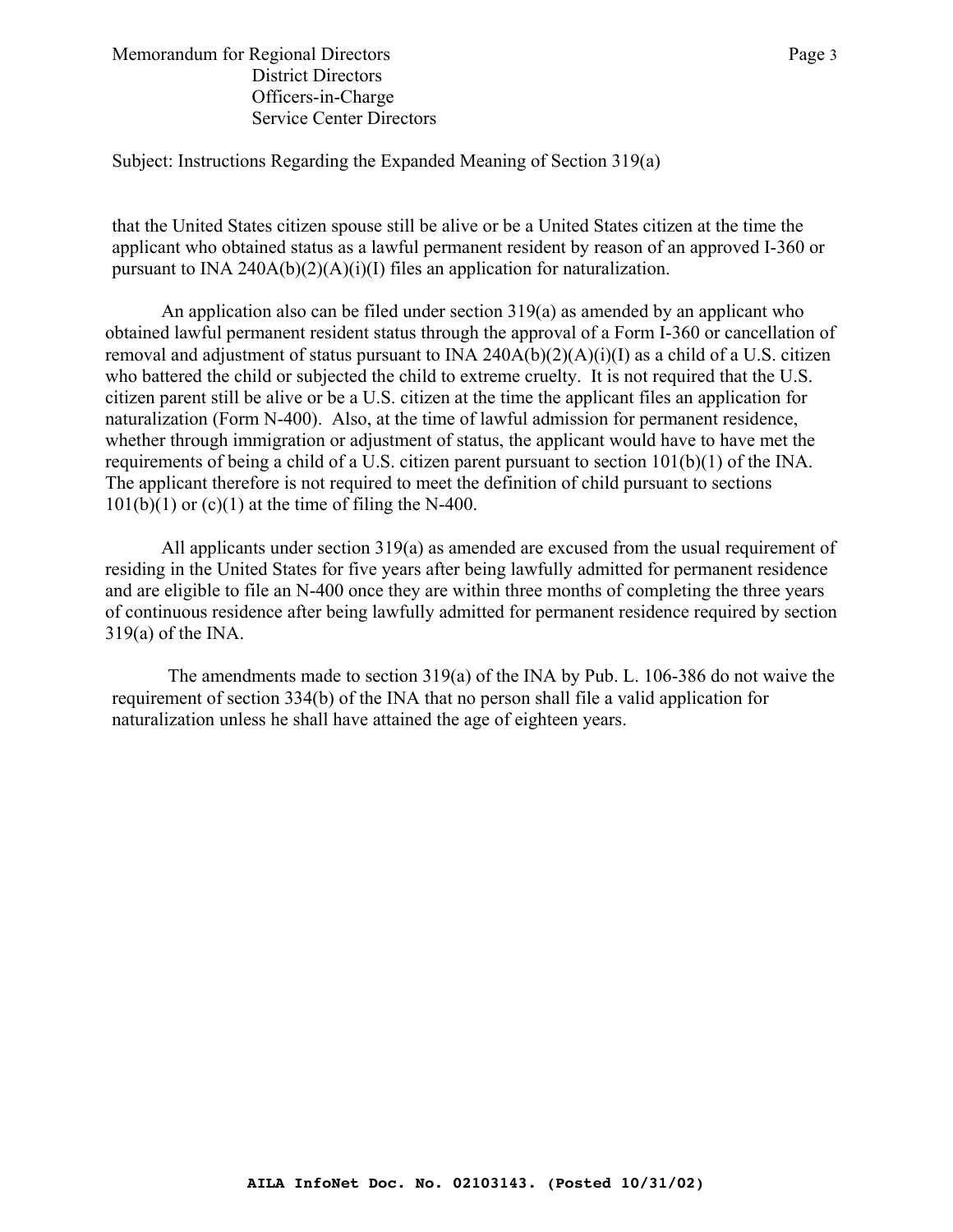that the United States citizen spouse still be alive or be a United States citizen at the time the applicant who obtained status as a lawful permanent resident by reason of an approved I-360 or pursuant to INA 240A(b)(2)(A)(i)(I) files an application for naturalization.

An application also can be filed under section 319(a) as amended by an applicant who obtained lawful permanent resident status through the approval of a Form I-360 or cancellation of removal and adjustment of status pursuant to INA 240A(b)(2)(A)(i)(I) as a child of a U.S. citizen who battered the child or subjected the child to extreme cruelty. It is not required that the U.S. citizen parent still be alive or be a U.S. citizen at the time the applicant files an application for naturalization (Form N-400). Also, at the time of lawful admission for permanent residence, whether through immigration or adjustment of status, the applicant would have to have met the requirements of being a child of a U.S. citizen parent pursuant to section 101(b)(1) of the INA. The applicant therefore is not required to meet the definition of child pursuant to sections 101(b)(1) or (c)(1) at the time of filing the N-400.

All applicants under section 319(a) as amended are excused from the usual requirement of residing in the United States for five years after being lawfully admitted for permanent residence and are eligible to file an N-400 once they are within three months of completing the three years of continuous residence after being lawfully admitted for permanent residence required by section 319(a) of the INA.

The amendments made to section 319(a) of the INA by Pub. L. 106-386 do not waive the requirement of section 334(b) of the INA that no person shall file a valid application for naturalization unless he shall have attained the age of eighteen years.

**AILA InfoNet Doc. No. 02103143. (Posted 10/31/02)**